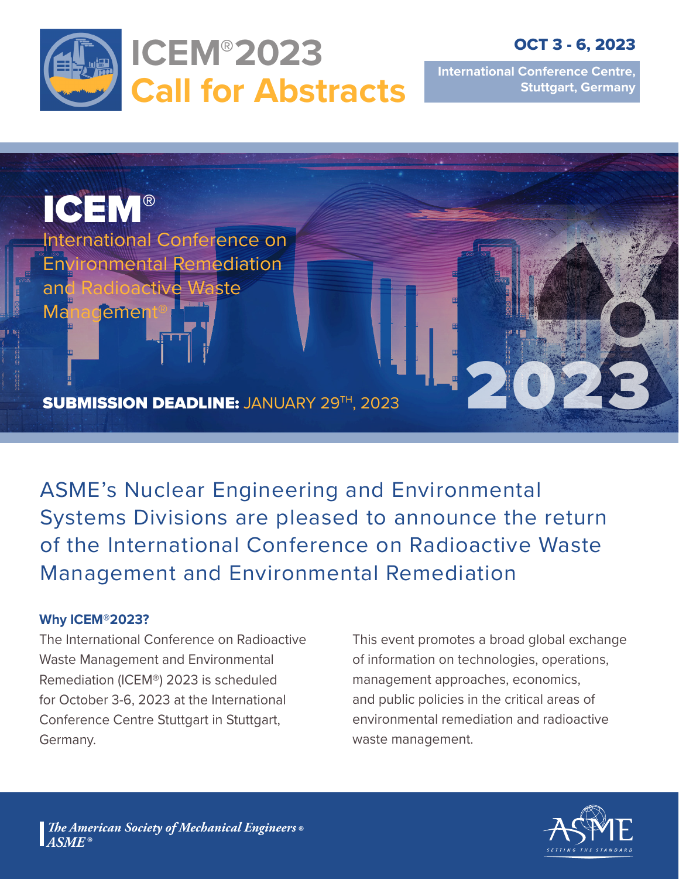# ICEM® 2023 Call for Abstracts

**OCT 3 - 6, 2023**

**International Conference Centre, Stuttgart, Germany**

## ICEM®

International Conference on Environmental Remediation and Radioactive Waste Management®

**SUBMISSION DEADLINE:** JANUARY 29TH, 2023

2023

ASME's Nuclear Engineering and Environmental Systems Divisions are pleased to announce the return of the International Conference on Radioactive Waste Management and Environmental Remediation

### Why ICEM®2023?

The International Conference on Radioactive Waste Management and Environmental Remediation (ICEM®) 2023 is scheduled for October 3-6, 2023 at the International Conference Centre Stuttgart in Stuttgart, Germany.

This event promotes a broad global exchange of information on technologies, operations, management approaches, economics, and public policies in the critical areas of environmental remediation and radioactive waste management.

*The American Society of Mechanical Engineers® ASME®*

ASME SETTING THE STANDARD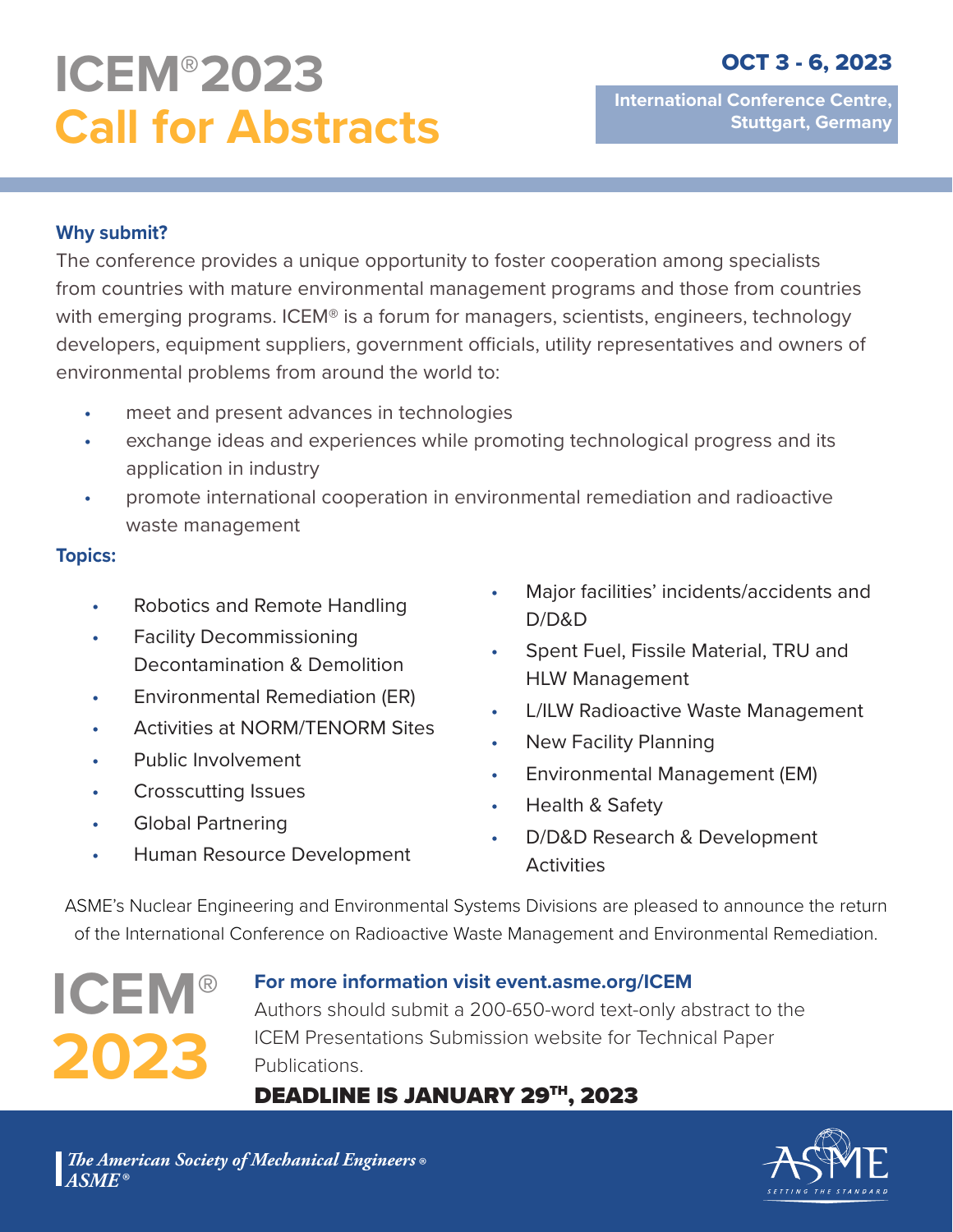# ICEM®2023
# Call for Abstracts

**OCT 3 - 6, 2023**

**International Conference Centre, Stuttgart, Germany**

### Why submit?

The conference provides a unique opportunity to foster cooperation among specialists from countries with mature environmental management programs and those from countries with emerging programs. ICEM® is a forum for managers, scientists, engineers, technology developers, equipment suppliers, government officials, utility representatives and owners of environmental problems from around the world to:

- meet and present advances in technologies
- exchange ideas and experiences while promoting technological progress and its application in industry
- promote international cooperation in environmental remediation and radioactive waste management

### Topics:

- Robotics and Remote Handling
- Facility Decommissioning Decontamination & Demolition
- Environmental Remediation (ER)
- Activities at NORM/TENORM Sites
- Public Involvement
- Crosscutting Issues
- Global Partnering
- Human Resource Development
- Major facilities' incidents/accidents and D/D&D
- Spent Fuel, Fissile Material, TRU and HLW Management
- L/ILW Radioactive Waste Management
- New Facility Planning
- Environmental Management (EM)
- Health & Safety
- D/D&D Research & Development Activities

ASME's Nuclear Engineering and Environmental Systems Divisions are pleased to announce the return of the International Conference on Radioactive Waste Management and Environmental Remediation.

ICEM® 2023

**For more information visit event.asme.org/ICEM**

Authors should submit a 200-650-word text-only abstract to the ICEM Presentations Submission website for Technical Paper Publications.

**DEADLINE IS JANUARY 29TH, 2023**

*The American Society of Mechanical Engineers® ASME®*

ASME SETTING THE STANDARD